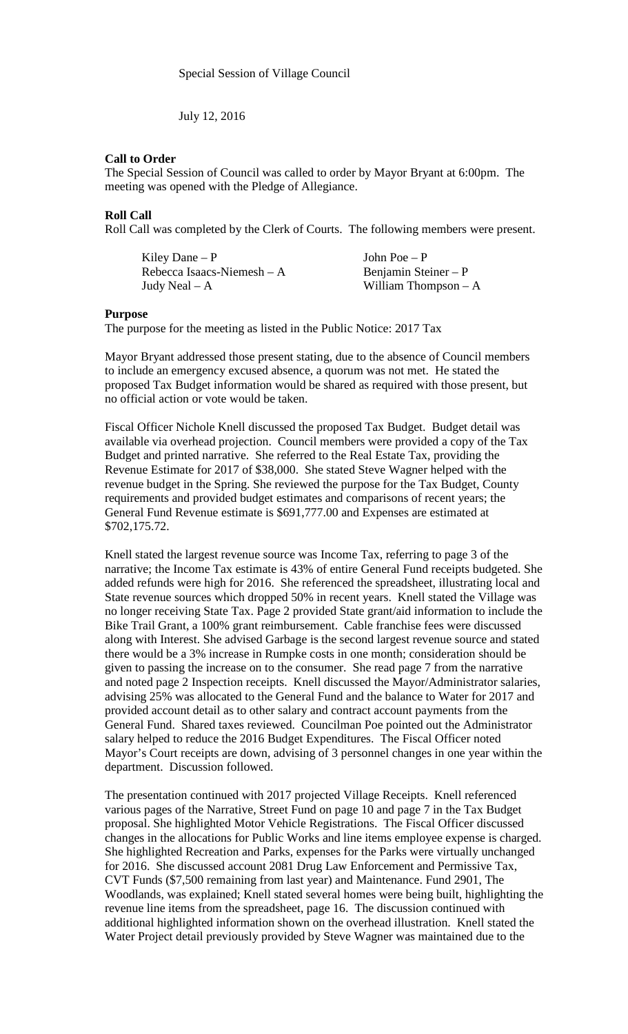Special Session of Village Council

July 12, 2016

**Call to Order**

The Special Session of Council was called to order by Mayor Bryant at 6:00pm. The meeting was opened with the Pledge of Allegiance.

**Roll Call**

Roll Call was completed by the Clerk of Courts. The following members were present.

| | |
|---|---|
| Kiley Dane – P | John Poe – P |
| Rebecca Isaacs-Niemesh – A | Benjamin Steiner – P |
| Judy Neal – A | William Thompson – A |

**Purpose**

The purpose for the meeting as listed in the Public Notice: 2017 Tax

Mayor Bryant addressed those present stating, due to the absence of Council members to include an emergency excused absence, a quorum was not met. He stated the proposed Tax Budget information would be shared as required with those present, but no official action or vote would be taken.

Fiscal Officer Nichole Knell discussed the proposed Tax Budget. Budget detail was available via overhead projection. Council members were provided a copy of the Tax Budget and printed narrative. She referred to the Real Estate Tax, providing the Revenue Estimate for 2017 of $38,000. She stated Steve Wagner helped with the revenue budget in the Spring. She reviewed the purpose for the Tax Budget, County requirements and provided budget estimates and comparisons of recent years; the General Fund Revenue estimate is $691,777.00 and Expenses are estimated at $702,175.72.

Knell stated the largest revenue source was Income Tax, referring to page 3 of the narrative; the Income Tax estimate is 43% of entire General Fund receipts budgeted. She added refunds were high for 2016. She referenced the spreadsheet, illustrating local and State revenue sources which dropped 50% in recent years. Knell stated the Village was no longer receiving State Tax. Page 2 provided State grant/aid information to include the Bike Trail Grant, a 100% grant reimbursement. Cable franchise fees were discussed along with Interest. She advised Garbage is the second largest revenue source and stated there would be a 3% increase in Rumpke costs in one month; consideration should be given to passing the increase on to the consumer. She read page 7 from the narrative and noted page 2 Inspection receipts. Knell discussed the Mayor/Administrator salaries, advising 25% was allocated to the General Fund and the balance to Water for 2017 and provided account detail as to other salary and contract account payments from the General Fund. Shared taxes reviewed. Councilman Poe pointed out the Administrator salary helped to reduce the 2016 Budget Expenditures. The Fiscal Officer noted Mayor's Court receipts are down, advising of 3 personnel changes in one year within the department. Discussion followed.

The presentation continued with 2017 projected Village Receipts. Knell referenced various pages of the Narrative, Street Fund on page 10 and page 7 in the Tax Budget proposal. She highlighted Motor Vehicle Registrations. The Fiscal Officer discussed changes in the allocations for Public Works and line items employee expense is charged. She highlighted Recreation and Parks, expenses for the Parks were virtually unchanged for 2016. She discussed account 2081 Drug Law Enforcement and Permissive Tax, CVT Funds ($7,500 remaining from last year) and Maintenance. Fund 2901, The Woodlands, was explained; Knell stated several homes were being built, highlighting the revenue line items from the spreadsheet, page 16. The discussion continued with additional highlighted information shown on the overhead illustration. Knell stated the Water Project detail previously provided by Steve Wagner was maintained due to the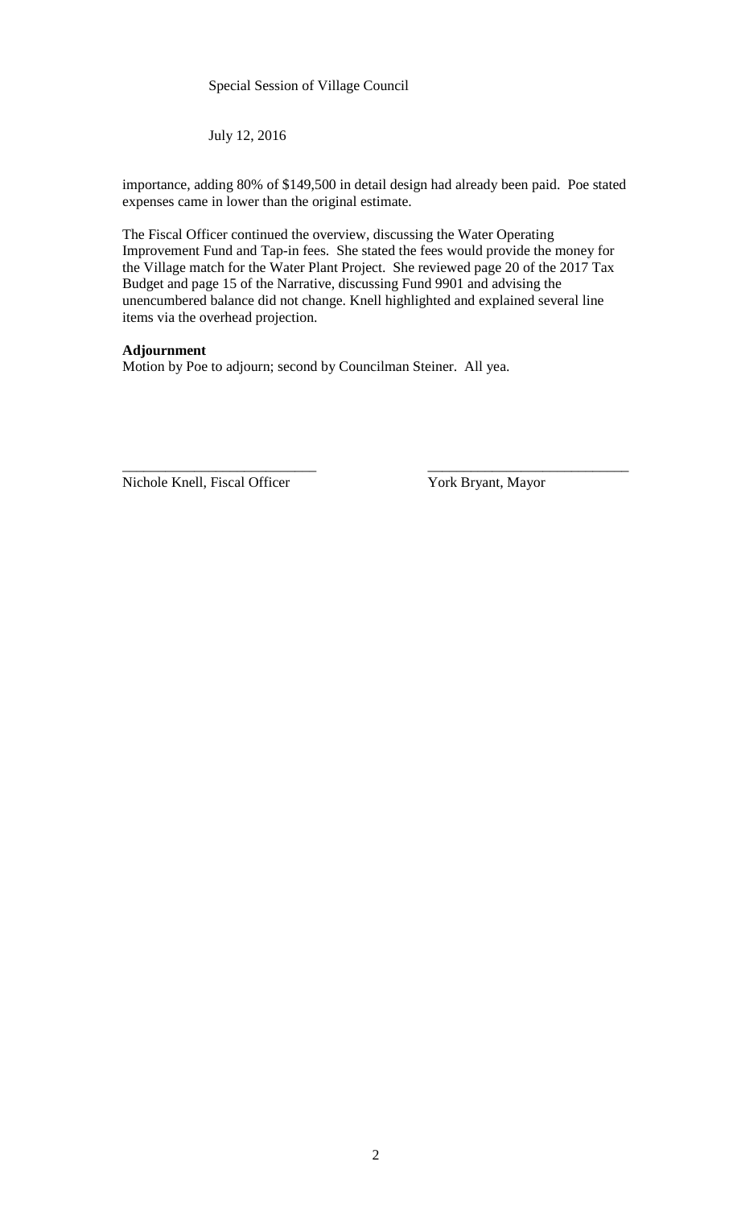importance, adding 80% of $149,500 in detail design had already been paid. Poe stated expenses came in lower than the original estimate.

The Fiscal Officer continued the overview, discussing the Water Operating Improvement Fund and Tap-in fees. She stated the fees would provide the money for the Village match for the Water Plant Project. She reviewed page 20 of the 2017 Tax Budget and page 15 of the Narrative, discussing Fund 9901 and advising the unencumbered balance did not change. Knell highlighted and explained several line items via the overhead projection.

**Adjournment**

Motion by Poe to adjourn; second by Councilman Steiner. All yea.

\_\_\_\_\_\_\_\_\_\_\_\_\_\_\_\_\_\_\_\_\_\_\_\_\_\_\_
Nichole Knell, Fiscal Officer

\_\_\_\_\_\_\_\_\_\_\_\_\_\_\_\_\_\_\_\_\_\_\_\_\_\_\_
York Bryant, Mayor